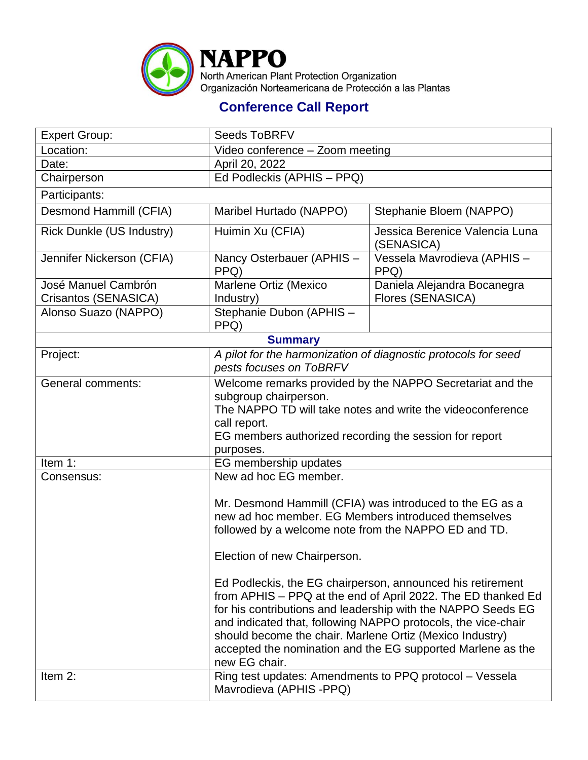# NAPPO

North American Plant Protection Organization
Organización Norteamericana de Protección a las Plantas

## Conference Call Report

| Expert Group: | Seeds ToBRFV | |
|---|---|---|
| Location: | Video conference – Zoom meeting | |
| Date: | April 20, 2022 | |
| Chairperson | Ed Podleckis (APHIS – PPQ) | |
| Participants: | | |
| Desmond Hammill (CFIA) | Maribel Hurtado (NAPPO) | Stephanie Bloem (NAPPO) |
| Rick Dunkle (US Industry) | Huimin Xu (CFIA) | Jessica Berenice Valencia Luna (SENASICA) |
| Jennifer Nickerson (CFIA) | Nancy Osterbauer (APHIS – PPQ) | Vessela Mavrodieva (APHIS – PPQ) |
| José Manuel Cambrón Crisantos (SENASICA) | Marlene Ortiz (Mexico Industry) | Daniela Alejandra Bocanegra Flores (SENASICA) |
| Alonso Suazo (NAPPO) | Stephanie Dubon (APHIS – PPQ) | |
| **Summary** | | |
| Project: | *A pilot for the harmonization of diagnostic protocols for seed pests focuses on ToBRFV* | |
| General comments: | Welcome remarks provided by the NAPPO Secretariat and the subgroup chairperson.<br>The NAPPO TD will take notes and write the videoconference call report.<br>EG members authorized recording the session for report purposes. | |
| Item 1: | EG membership updates | |
| Consensus: | New ad hoc EG member.<br><br>Mr. Desmond Hammill (CFIA) was introduced to the EG as a new ad hoc member. EG Members introduced themselves followed by a welcome note from the NAPPO ED and TD.<br><br>Election of new Chairperson.<br><br>Ed Podleckis, the EG chairperson, announced his retirement from APHIS – PPQ at the end of April 2022. The ED thanked Ed for his contributions and leadership with the NAPPO Seeds EG and indicated that, following NAPPO protocols, the vice-chair should become the chair. Marlene Ortiz (Mexico Industry) accepted the nomination and the EG supported Marlene as the new EG chair. | |
| Item 2: | Ring test updates: Amendments to PPQ protocol – Vessela Mavrodieva (APHIS -PPQ) | |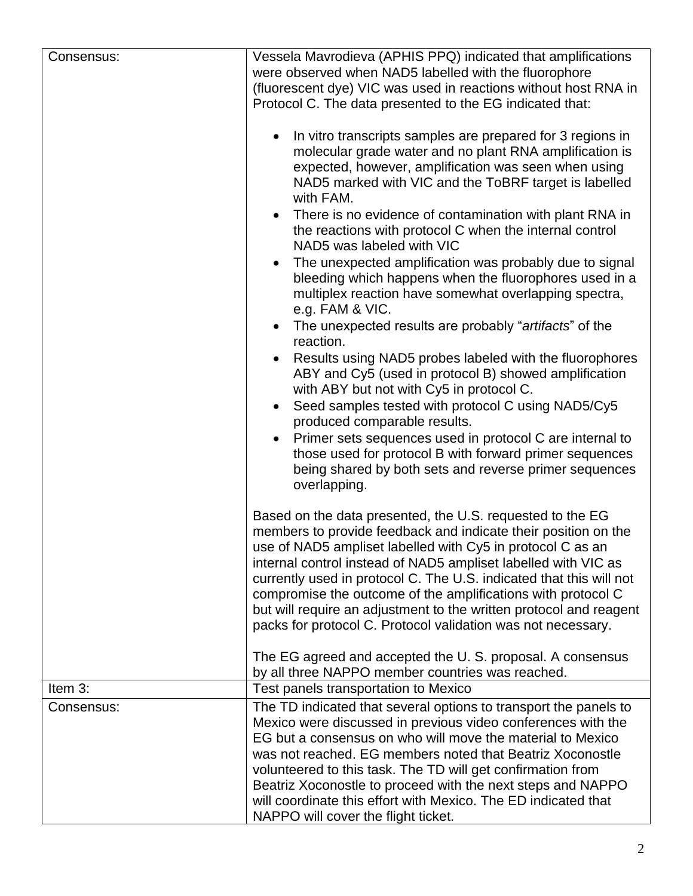| | |
|---|---|
| Consensus: | Vessela Mavrodieva (APHIS PPQ) indicated that amplifications were observed when NAD5 labelled with the fluorophore (fluorescent dye) VIC was used in reactions without host RNA in Protocol C. The data presented to the EG indicated that: <br><br> • In vitro transcripts samples are prepared for 3 regions in molecular grade water and no plant RNA amplification is expected, however, amplification was seen when using NAD5 marked with VIC and the ToBRF target is labelled with FAM. <br> • There is no evidence of contamination with plant RNA in the reactions with protocol C when the internal control NAD5 was labeled with VIC <br> • The unexpected amplification was probably due to signal bleeding which happens when the fluorophores used in a multiplex reaction have somewhat overlapping spectra, e.g. FAM & VIC. <br> • The unexpected results are probably "*artifacts*" of the reaction. <br> • Results using NAD5 probes labeled with the fluorophores ABY and Cy5 (used in protocol B) showed amplification with ABY but not with Cy5 in protocol C. <br> • Seed samples tested with protocol C using NAD5/Cy5 produced comparable results. <br> • Primer sets sequences used in protocol C are internal to those used for protocol B with forward primer sequences being shared by both sets and reverse primer sequences overlapping. <br><br> Based on the data presented, the U.S. requested to the EG members to provide feedback and indicate their position on the use of NAD5 ampliset labelled with Cy5 in protocol C as an internal control instead of NAD5 ampliset labelled with VIC as currently used in protocol C. The U.S. indicated that this will not compromise the outcome of the amplifications with protocol C but will require an adjustment to the written protocol and reagent packs for protocol C. Protocol validation was not necessary. <br><br> The EG agreed and accepted the U. S. proposal. A consensus by all three NAPPO member countries was reached. |
| Item 3: | Test panels transportation to Mexico |
| Consensus: | The TD indicated that several options to transport the panels to Mexico were discussed in previous video conferences with the EG but a consensus on who will move the material to Mexico was not reached. EG members noted that Beatriz Xoconostle volunteered to this task. The TD will get confirmation from Beatriz Xoconostle to proceed with the next steps and NAPPO will coordinate this effort with Mexico. The ED indicated that NAPPO will cover the flight ticket. |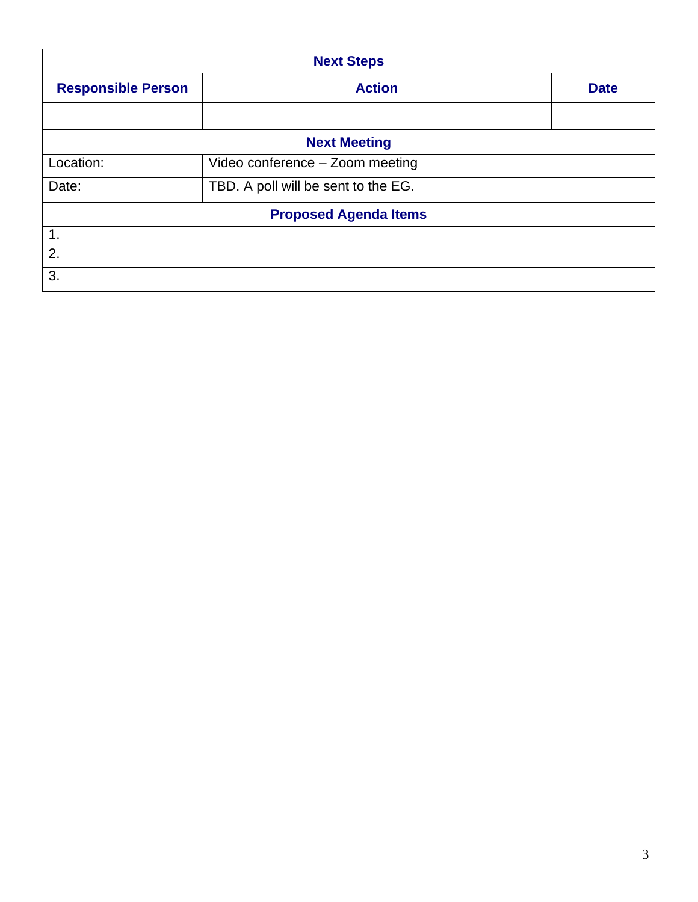| Next Steps | | |
|---|---|---|
| **Responsible Person** | **Action** | **Date** |
| | | |

| Next Meeting | |
|---|---|
| Location: | Video conference – Zoom meeting |
| Date: | TBD. A poll will be sent to the EG. |

| Proposed Agenda Items |
|---|
| 1. |
| 2. |
| 3. |